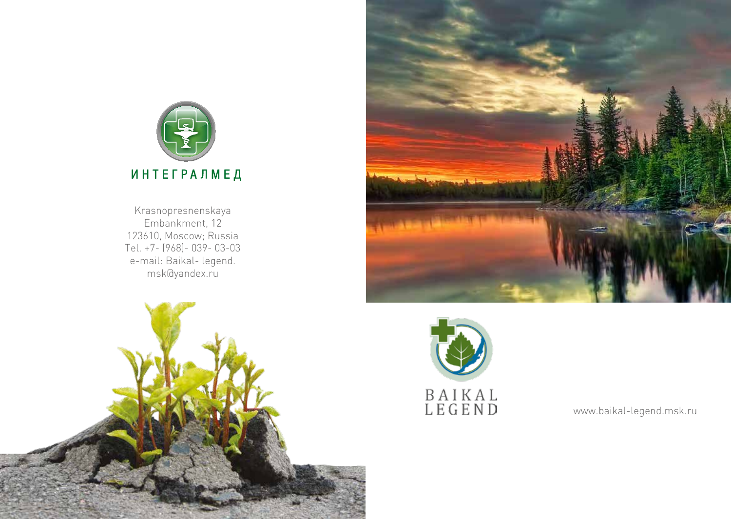ИНТЕГРАЛМЕД

Krasnopresnenskaya
Embankment, 12
123610, Moscow; Russia
Tel. +7- (968)- 039- 03-03
e-mail: Baikal- legend.
msk@yandex.ru

BAIKAL
LEGEND

www.baikal-legend.msk.ru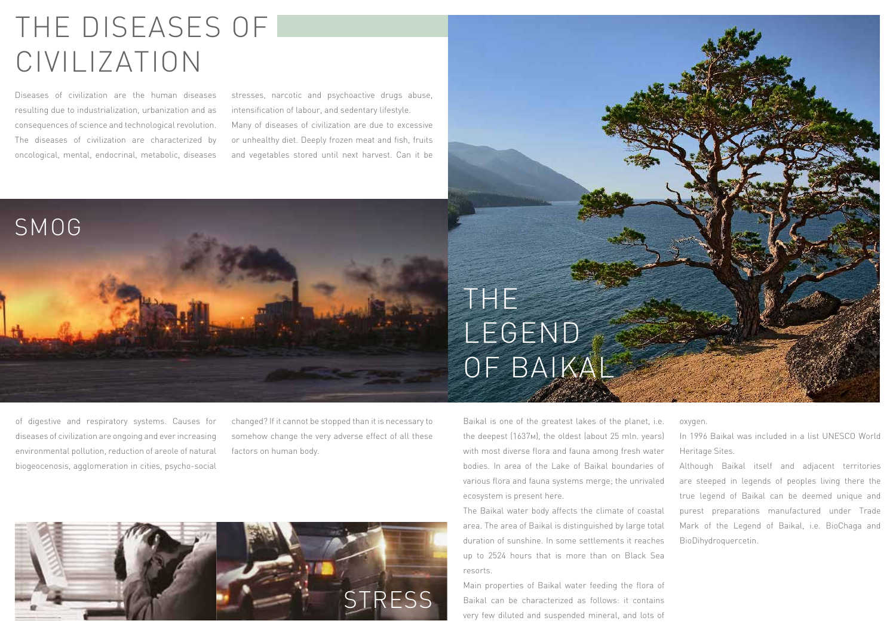# THE DISEASES OF CIVILIZATION

Diseases of civilization are the human diseases resulting due to industrialization, urbanization and as consequences of science and technological revolution. The diseases of civilization are characterized by oncological, mental, endocrinal, metabolic, diseases of digestive and respiratory systems. Causes for diseases of civilization are ongoing and ever increasing environmental pollution, reduction of areole of natural biogeocenosis, agglomeration in cities, psycho-social stresses, narcotic and psychoactive drugs abuse, intensification of labour, and sedentary lifestyle.

Many of diseases of civilization are due to excessive or unhealthy diet. Deeply frozen meat and fish, fruits and vegetables stored until next harvest. Can it be changed? If it cannot be stopped than it is necessary to somehow change the very adverse effect of all these factors on human body.

## SMOG

## STRESS

# THE LEGEND OF BAIKAL

Baikal is one of the greatest lakes of the planet, i.e. the deepest (1637м), the oldest (about 25 mln. years) with most diverse flora and fauna among fresh water bodies. In area of the Lake of Baikal boundaries of various flora and fauna systems merge; the unrivaled ecosystem is present here.

The Baikal water body affects the climate of coastal area. The area of Baikal is distinguished by large total duration of sunshine. In some settlements it reaches up to 2524 hours that is more than on Black Sea resorts.

Main properties of Baikal water feeding the flora of Baikal can be characterized as follows: it contains very few diluted and suspended mineral, and lots of oxygen.

In 1996 Baikal was included in a list UNESCO World Heritage Sites.

Although Baikal itself and adjacent territories are steeped in legends of peoples living there the true legend of Baikal can be deemed unique and purest preparations manufactured under Trade Mark of the Legend of Baikal, i.e. BioChaga and BioDihydroquercetin.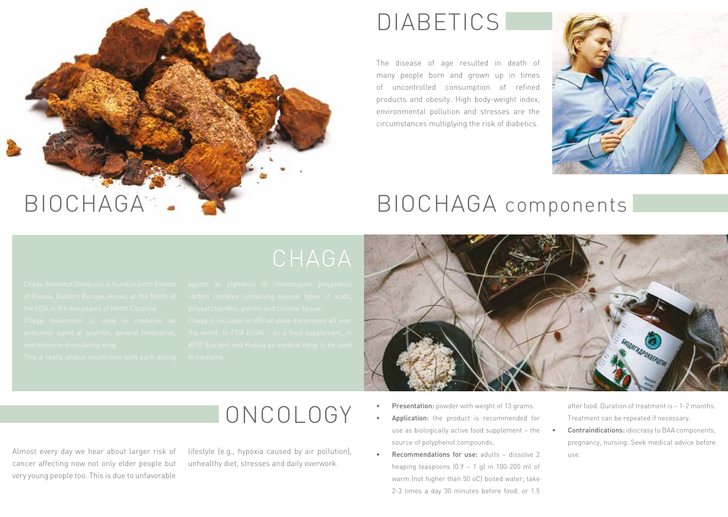# DIABETICS

The disease of age resulted in death of many people born and grown up in times of uncontrolled consumption of refined products and obesity. High body-weight index, environmental pollution and stresses are the circumstances multiplying the risk of diabetics.

# BIOCHAGA

# BIOCHAGA components

## CHAGA

Chaga (Inonotus Obliquus) is found in birch forests of Russia, Eastern Europe, Korea, at the North of the USA in the mountains of North Carolina.

Chaga mushroom is used in medicine as antitumor agent at gastritis, general restorative, and immune-stimulating drug.

This a really unique mushroom with such acting agents as pigments of chromogenic polyphenol carbon complex containing several types of acids, polysaccharides, pterins and cellular tissue.

Chaga is included in official state documents all over the world: in FDA (USA) – as a food supplement, in WTO (Europe) and Russia as medical fungi to be used in medicine.

# ONCOLOGY

Almost every day we hear about larger risk of cancer affecting now not only elder people but very young people too. This is due to unfavorable lifestyle (e.g., hypoxia caused by air pollution), unhealthy diet, stresses and daily overwork.

- **Presentation:** powder with weight of 13 grams.
- **Application:** the product is recommended for use as biologically active food supplement – the source of polyphenol compounds.
- **Recommendations for use:** adults – dissolve 2 heaping teaspoons (0.9 – 1 g) in 100-200 ml of warm (not higher than 50 oC) boiled water; take 2-3 times a day 30 minutes before food, or 1.5 after food. Duration of treatment is – 1-2 months. Treatment can be repeated if necessary.
- **Contraindications:** idiocrasy to BAA components, pregnancy, nursing. Seek medical advice before use.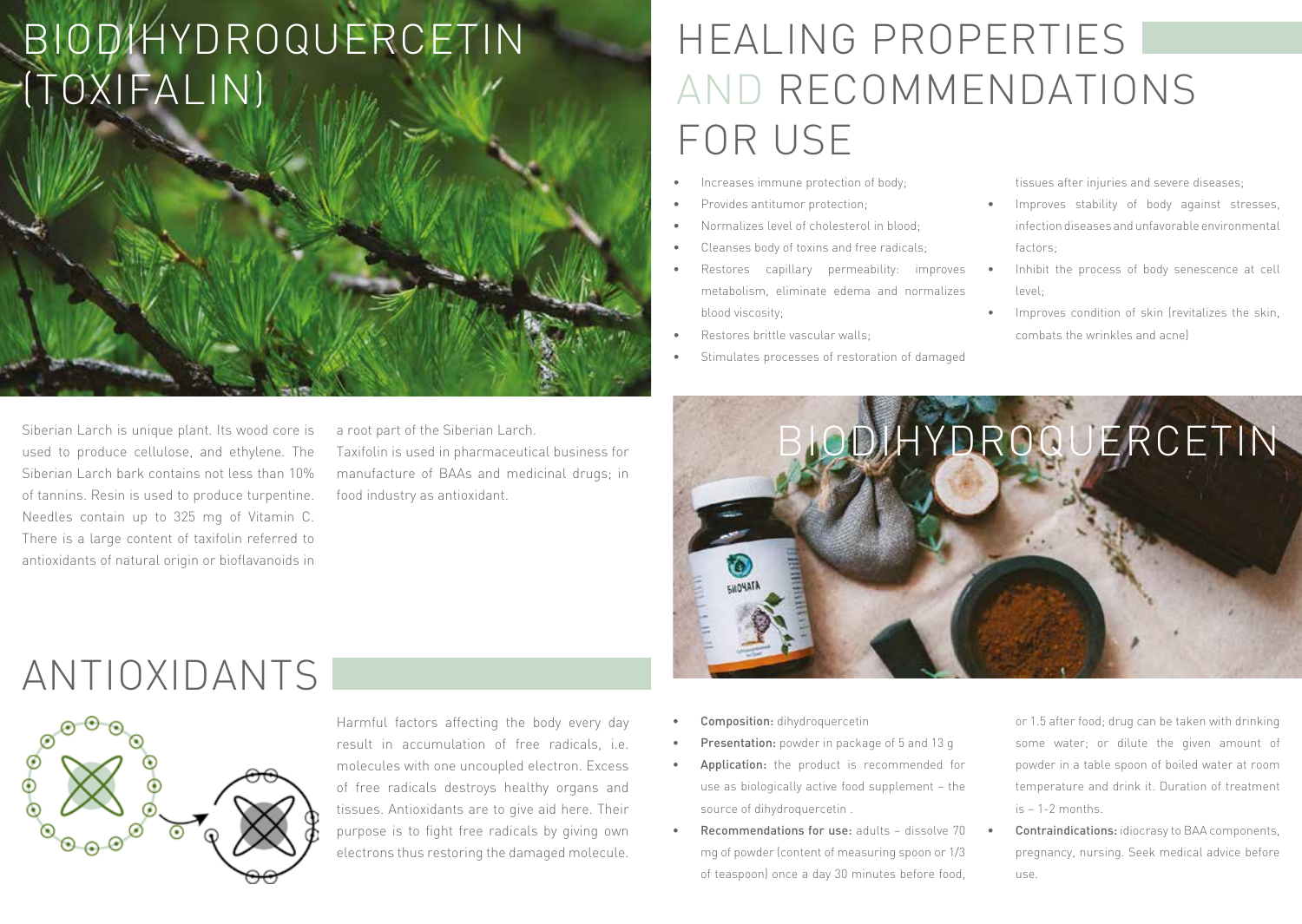# BIODIHYDROQUERCETIN (TOXIFALIN)

Siberian Larch is unique plant. Its wood core is used to produce cellulose, and ethylene. The Siberian Larch bark contains not less than 10% of tannins. Resin is used to produce turpentine. Needles contain up to 325 mg of Vitamin C. There is a large content of taxifolin referred to antioxidants of natural origin or bioflavanoids in a root part of the Siberian Larch.

Taxifolin is used in pharmaceutical business for manufacture of BAAs and medicinal drugs; in food industry as antioxidant.

# ANTIOXIDANTS

Harmful factors affecting the body every day result in accumulation of free radicals, i.e. molecules with one uncoupled electron. Excess of free radicals destroys healthy organs and tissues. Antioxidants are to give aid here. Their purpose is to fight free radicals by giving own electrons thus restoring the damaged molecule.

# HEALING PROPERTIES AND RECOMMENDATIONS FOR USE

- Increases immune protection of body;
- Provides antitumor protection;
- Normalizes level of cholesterol in blood;
- Cleanses body of toxins and free radicals;
- Restores capillary permeability: improves metabolism, eliminate edema and normalizes blood viscosity;
- Restores brittle vascular walls;
- Stimulates processes of restoration of damaged tissues after injuries and severe diseases;
- Improves stability of body against stresses, infection diseases and unfavorable environmental factors;
- Inhibit the process of body senescence at cell level;
- Improves condition of skin (revitalizes the skin, combats the wrinkles and acne)

## BIODIHYDROQUERCETIN

- **Composition:** dihydroquercetin
- **Presentation:** powder in package of 5 and 13 g
- **Application:** the product is recommended for use as biologically active food supplement – the source of dihydroquercetin .
- **Recommendations for use:** adults – dissolve 70 mg of powder (content of measuring spoon or 1/3 of teaspoon) once a day 30 minutes before food, or 1.5 after food; drug can be taken with drinking some water; or dilute the given amount of powder in a table spoon of boiled water at room temperature and drink it. Duration of treatment is – 1-2 months.
- **Contraindications:** idiocrasy to BAA components, pregnancy, nursing. Seek medical advice before use.